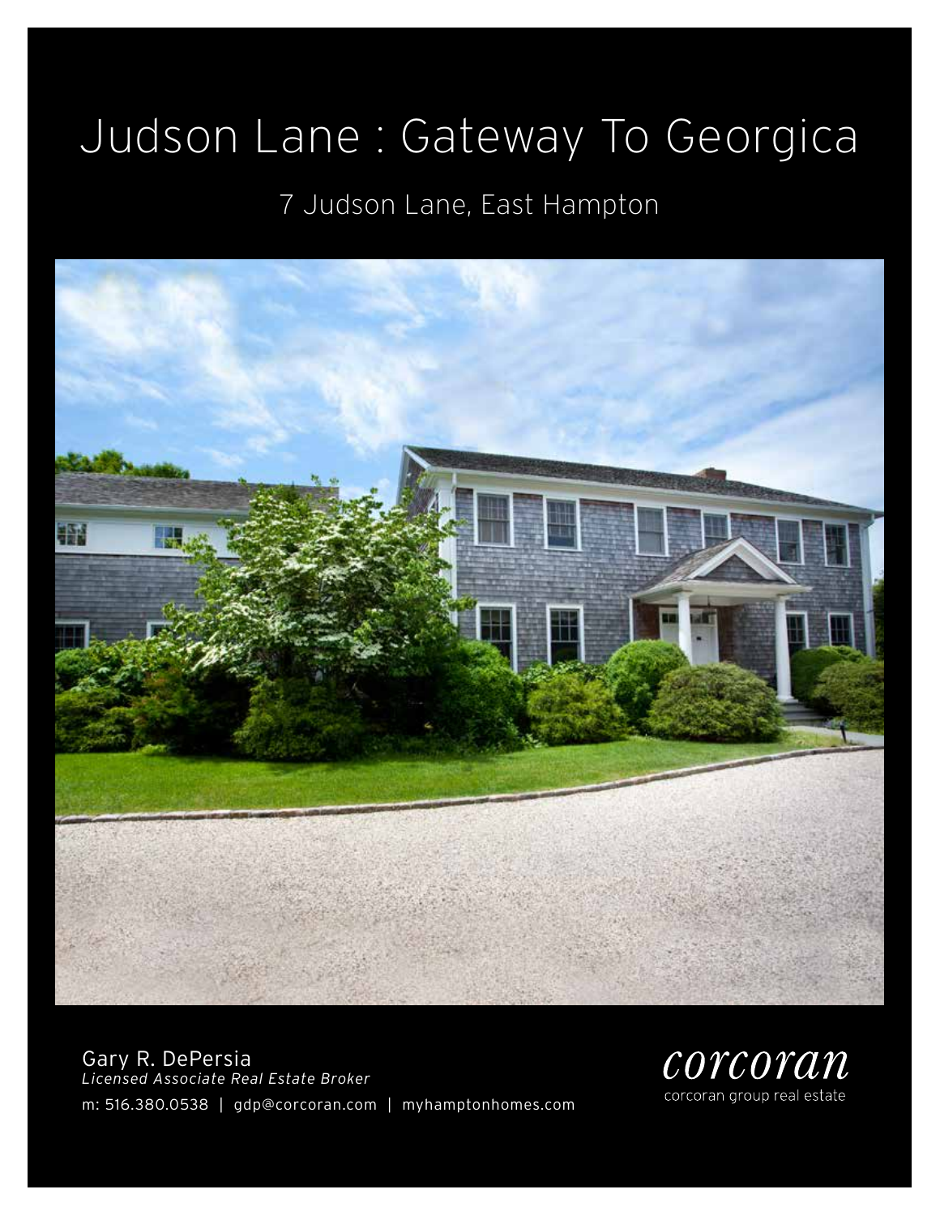# Judson Lane : Gateway To Georgica

## 7 Judson Lane, East Hampton

Gary R. DePersia
*Licensed Associate Real Estate Broker*
m: 516.380.0538 | gdp@corcoran.com | myhamptonhomes.com

corcoran
corcoran group real estate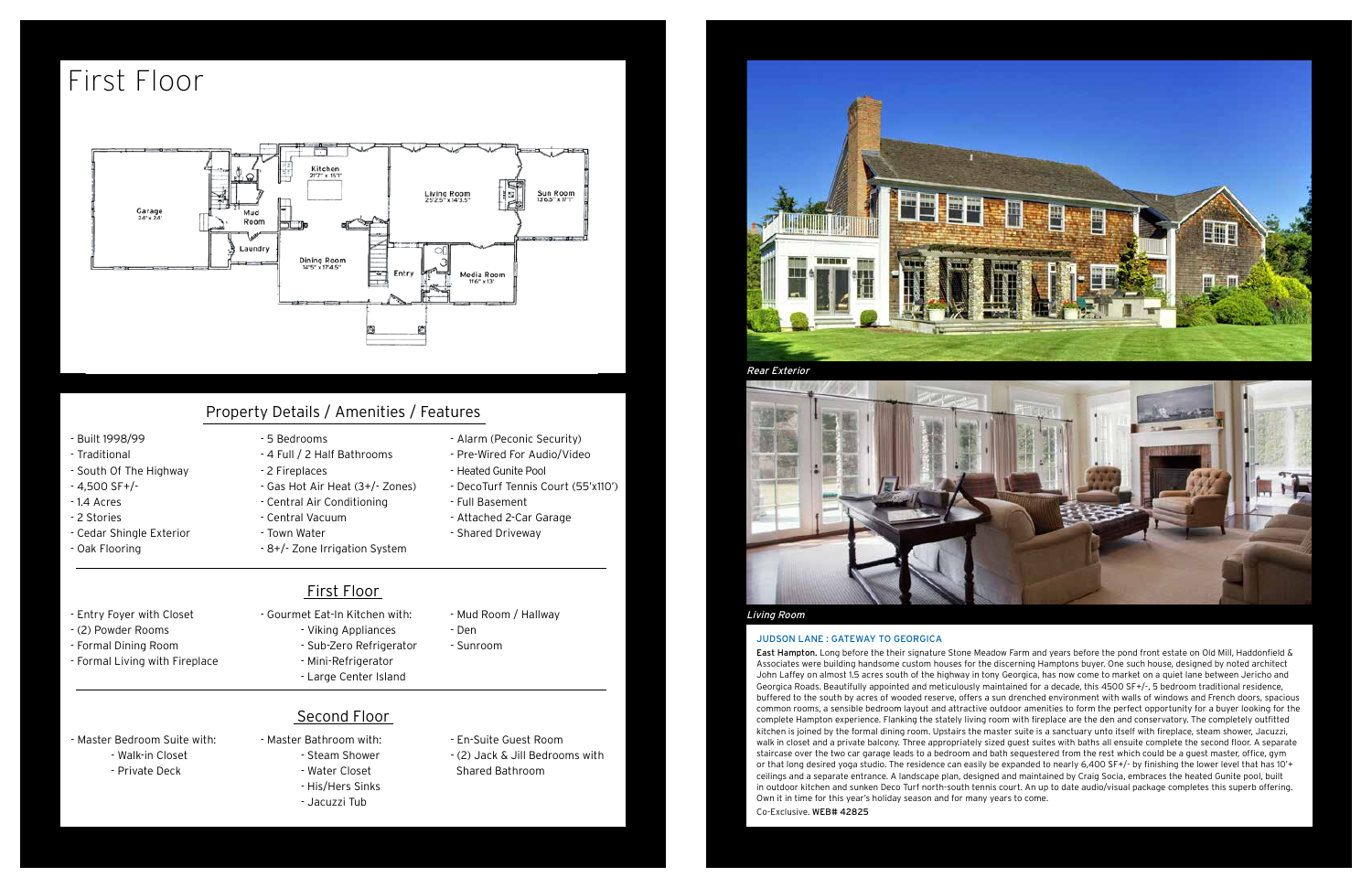# First Floor

Garage 24' x 24'

Mud Room

Laundry

Kitchen 21'7" x 15'1"

Dining Room 14'5" x 17'4.5"

Entry

Living Room 25'2.5" x 14'3.5"

Sun Room 13'6.5" x 11'1"

Media Room 11'6" x 13'

## Property Details / Amenities / Features

- Built 1998/99
- Traditional
- South Of The Highway
- 4,500 SF+/-
- 1.4 Acres
- 2 Stories
- Cedar Shingle Exterior
- Oak Flooring
- 5 Bedrooms
- 4 Full / 2 Half Bathrooms
- 2 Fireplaces
- Gas Hot Air Heat (3+/- Zones)
- Central Air Conditioning
- Central Vacuum
- Town Water
- 8+/- Zone Irrigation System
- Alarm (Peconic Security)
- Pre-Wired For Audio/Video
- Heated Gunite Pool
- DecoTurf Tennis Court (55'x110')
- Full Basement
- Attached 2-Car Garage
- Shared Driveway

## First Floor

- Entry Foyer with Closet
- (2) Powder Rooms
- Formal Dining Room
- Formal Living with Fireplace
- Gourmet Eat-In Kitchen with:
  - Viking Appliances
  - Sub-Zero Refrigerator
  - Mini-Refrigerator
  - Large Center Island
- Mud Room / Hallway
- Den
- Sunroom

## Second Floor

- Master Bedroom Suite with:
  - Walk-in Closet
  - Private Deck
- Master Bathroom with:
  - Steam Shower
  - Water Closet
  - His/Hers Sinks
  - Jacuzzi Tub
- En-Suite Guest Room
- (2) Jack & Jill Bedrooms with Shared Bathroom

*Rear Exterior*

*Living Room*

### JUDSON LANE : GATEWAY TO GEORGICA

**East Hampton.** Long before the their signature Stone Meadow Farm and years before the pond front estate on Old Mill, Haddonfield & Associates were building handsome custom houses for the discerning Hamptons buyer. One such house, designed by noted architect John Laffey on almost 1.5 acres south of the highway in tony Georgica, has now come to market on a quiet lane between Jericho and Georgica Roads. Beautifully appointed and meticulously maintained for a decade, this 4500 SF+/-, 5 bedroom traditional residence, buffered to the south by acres of wooded reserve, offers a sun drenched environment with walls of windows and French doors, spacious common rooms, a sensible bedroom layout and attractive outdoor amenities to form the perfect opportunity for a buyer looking for the complete Hampton experience. Flanking the stately living room with fireplace are the den and conservatory. The completely outfitted kitchen is joined by the formal dining room. Upstairs the master suite is a sanctuary unto itself with fireplace, steam shower, Jacuzzi, walk in closet and a private balcony. Three appropriately sized guest suites with baths all ensuite complete the second floor. A separate staircase over the two car garage leads to a bedroom and bath sequestered from the rest which could be a guest master, office, gym or that long desired yoga studio. The residence can easily be expanded to nearly 6,400 SF+/- by finishing the lower level that has 10'+ ceilings and a separate entrance. A landscape plan, designed and maintained by Craig Socia, embraces the heated Gunite pool, built in outdoor kitchen and sunken Deco Turf north-south tennis court. An up to date audio/visual package completes this superb offering. Own it in time for this year's holiday season and for many years to come.

Co-Exclusive. **WEB# 42825**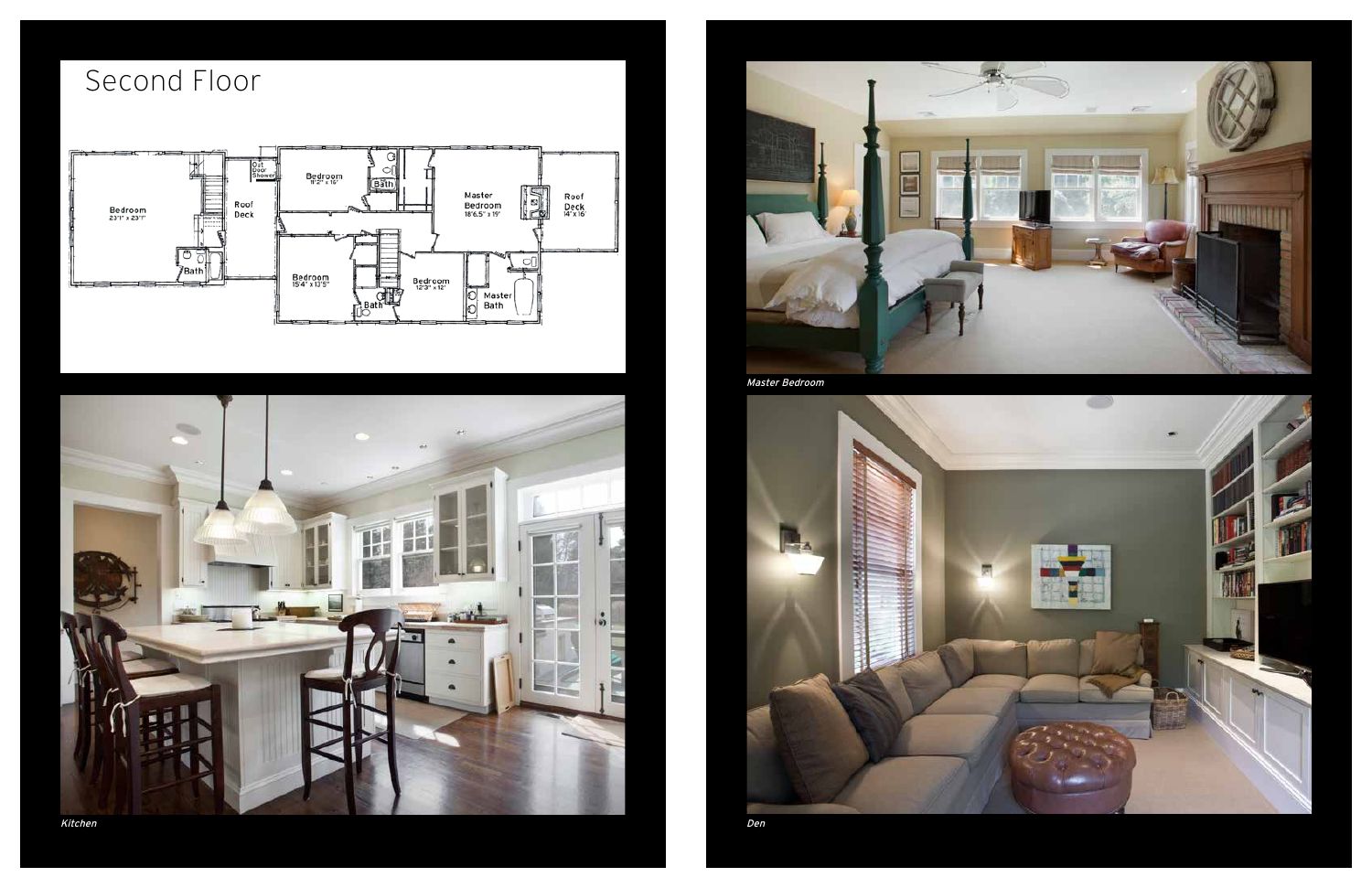# Second Floor

Master Bedroom

Kitchen

Den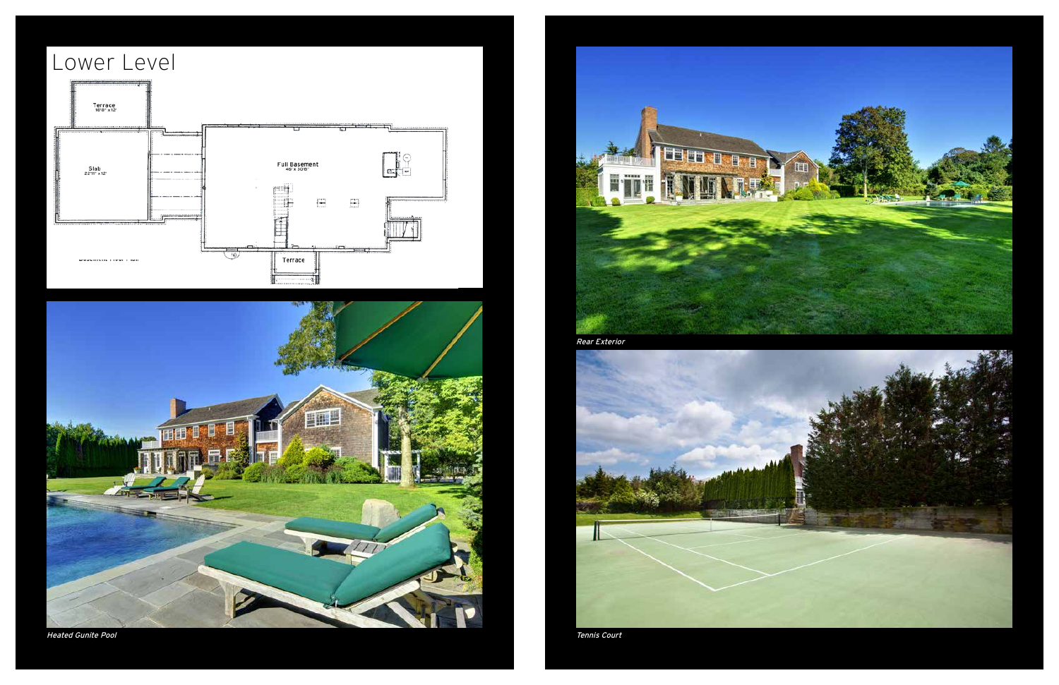# Lower Level

Terrace
16'8" x 12'

Slab
22'11" x 12'

Full Basement
46' x 30'8"

Terrace

*Heated Gunite Pool*

*Rear Exterior*

*Tennis Court*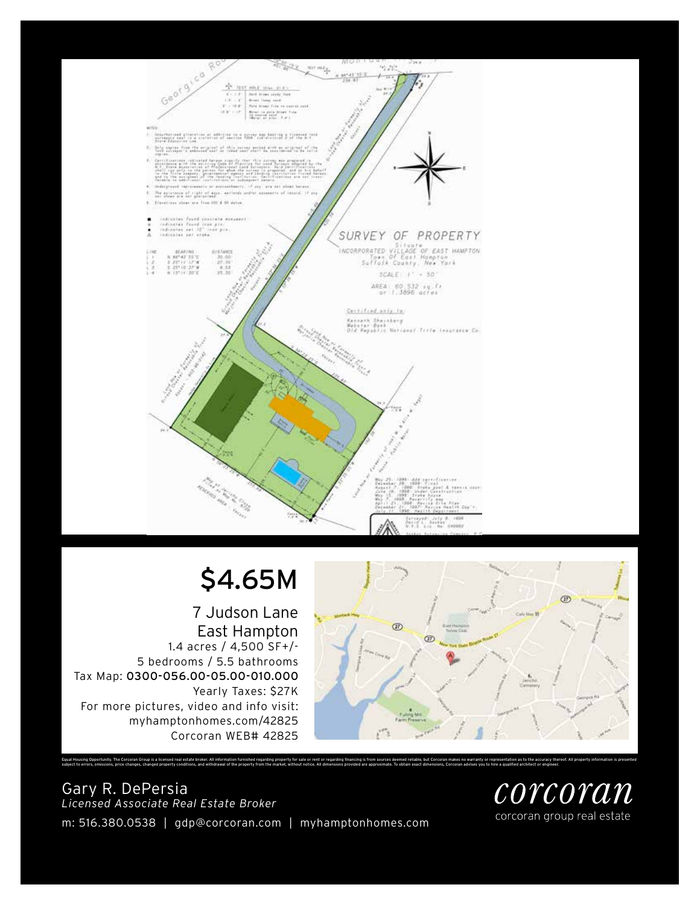# $4.65M

7 Judson Lane
East Hampton
1.4 acres / 4,500 SF+/-
5 bedrooms / 5.5 bathrooms
Tax Map: **0300-056.00-05.00-010.000**
Yearly Taxes: $27K
For more pictures, video and info visit:
myhamptonhomes.com/42825
Corcoran WEB# 42825

Equal Housing Opportunity. The Corcoran Group is a licensed real estate broker. All information furnished regarding property for sale or rent or regarding financing is from sources deemed reliable, but Corcoran makes no warranty or representation as to the accuracy thereof. All property information is presented subject to errors, omissions, price changes, changed property conditions, and withdrawal of the property from the market, without notice. All dimensions provided are approximate. To obtain exact dimensions, Corcoran advises you to hire a qualified architect or engineer.

Gary R. DePersia
*Licensed Associate Real Estate Broker*
m: 516.380.0538 | gdp@corcoran.com | myhamptonhomes.com

corcoran
corcoran group real estate